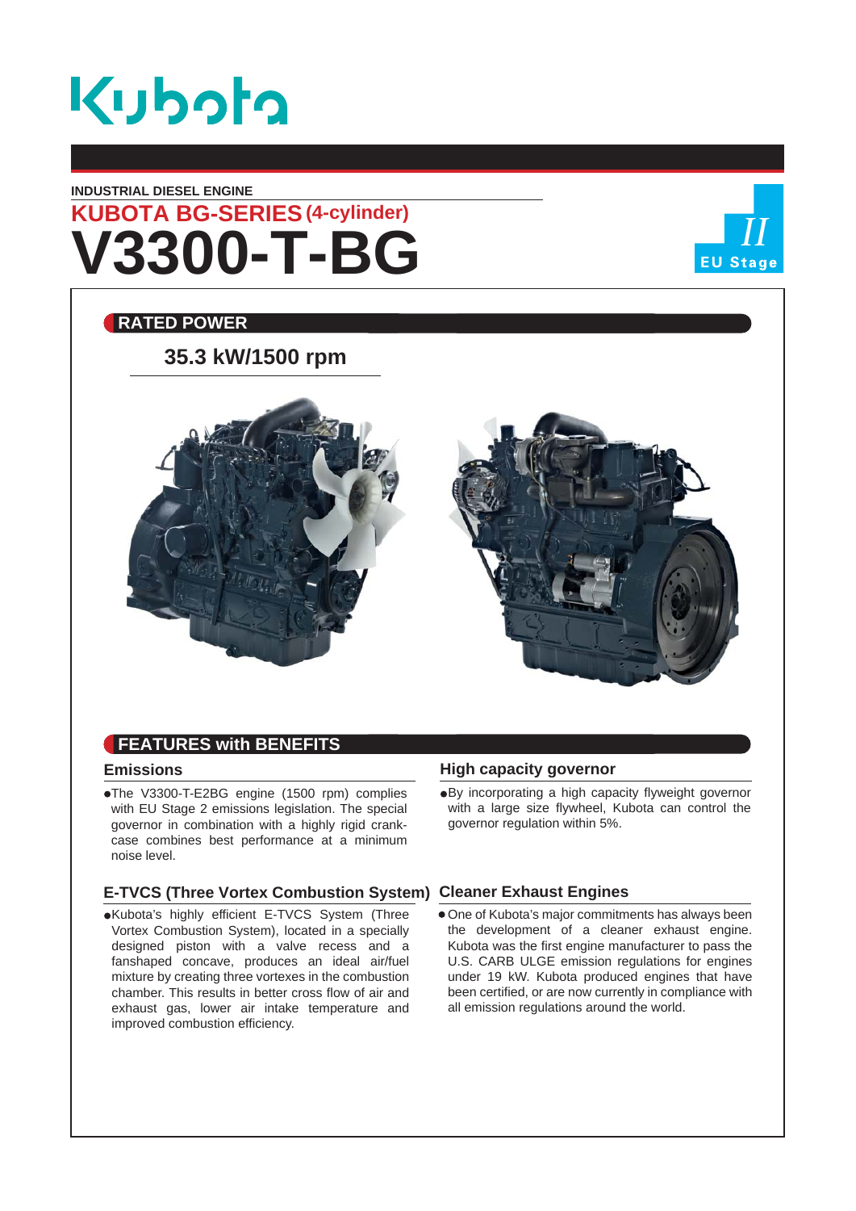Kubota

INDUSTRIAL DIESEL ENGINE

## KUBOTA BG-SERIES (4-cylinder)

# V3300-T-BG

II
EU Stage

## RATED POWER

**35.3 kW/1500 rpm**

## FEATURES with BENEFITS

### Emissions

- The V3300-T-E2BG engine (1500 rpm) complies with EU Stage 2 emissions legislation. The special governor in combination with a highly rigid crank-case combines best performance at a minimum noise level.

### E-TVCS (Three Vortex Combustion System)

- Kubota's highly efficient E-TVCS System (Three Vortex Combustion System), located in a specially designed piston with a valve recess and a fanshaped concave, produces an ideal air/fuel mixture by creating three vortexes in the combustion chamber. This results in better cross flow of air and exhaust gas, lower air intake temperature and improved combustion efficiency.

### High capacity governor

- By incorporating a high capacity flyweight governor with a large size flywheel, Kubota can control the governor regulation within 5%.

### Cleaner Exhaust Engines

- One of Kubota's major commitments has always been the development of a cleaner exhaust engine. Kubota was the first engine manufacturer to pass the U.S. CARB ULGE emission regulations for engines under 19 kW. Kubota produced engines that have been certified, or are now currently in compliance with all emission regulations around the world.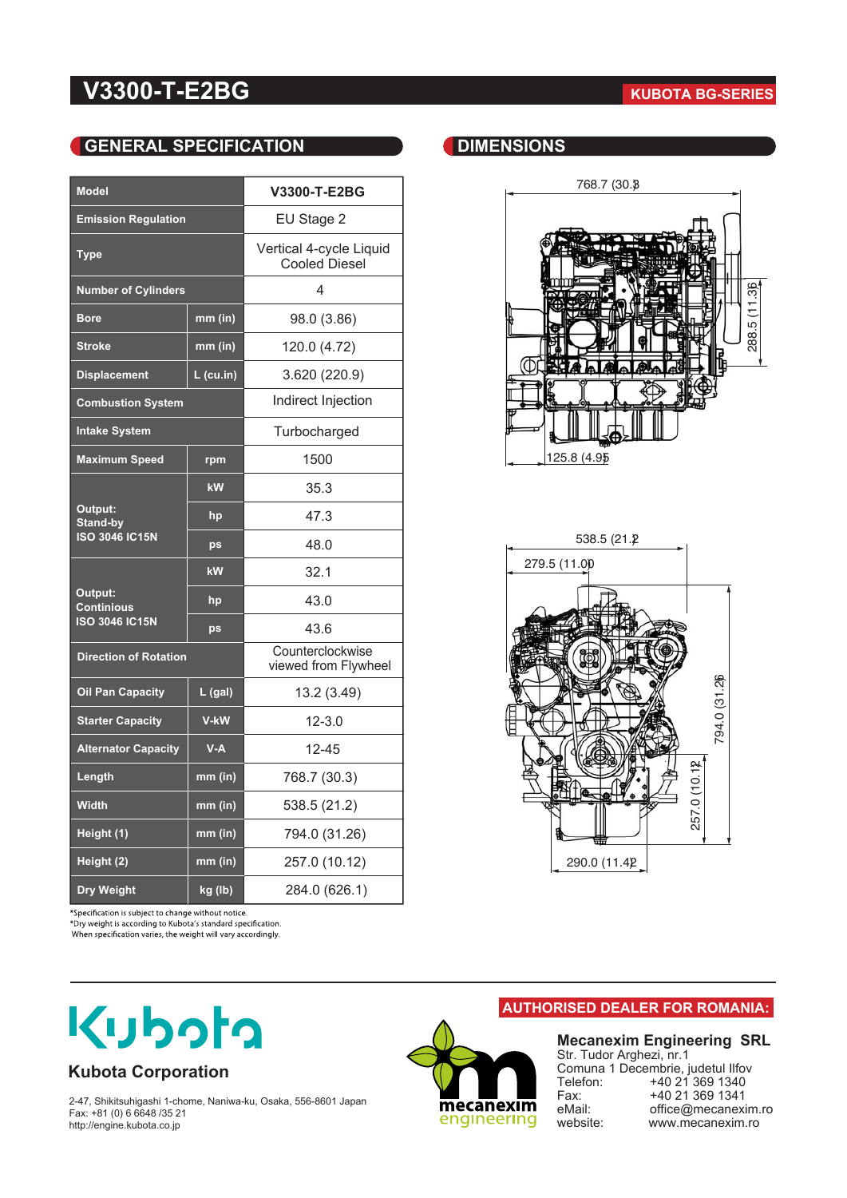# V3300-T-E2BG

KUBOTA BG-SERIES

## GENERAL SPECIFICATION

| | | |
|---|---|---|
| Model | | V3300-T-E2BG |
| Emission Regulation | | EU Stage 2 |
| Type | | Vertical 4-cycle Liquid Cooled Diesel |
| Number of Cylinders | | 4 |
| Bore | mm (in) | 98.0 (3.86) |
| Stroke | mm (in) | 120.0 (4.72) |
| Displacement | L (cu.in) | 3.620 (220.9) |
| Combustion System | | Indirect Injection |
| Intake System | | Turbocharged |
| Maximum Speed | rpm | 1500 |
| Output: Stand-by ISO 3046 IC15N | kW | 35.3 |
| | hp | 47.3 |
| | ps | 48.0 |
| Output: Continious ISO 3046 IC15N | kW | 32.1 |
| | hp | 43.0 |
| | ps | 43.6 |
| Direction of Rotation | | Counterclockwise viewed from Flywheel |
| Oil Pan Capacity | L (gal) | 13.2 (3.49) |
| Starter Capacity | V-kW | 12-3.0 |
| Alternator Capacity | V-A | 12-45 |
| Length | mm (in) | 768.7 (30.3) |
| Width | mm (in) | 538.5 (21.2) |
| Height (1) | mm (in) | 794.0 (31.26) |
| Height (2) | mm (in) | 257.0 (10.12) |
| Dry Weight | kg (lb) | 284.0 (626.1) |

*Specification is subject to change without notice.
*Dry weight is according to Kubota's standard specification.
When specification varies, the weight will vary accordingly.

## DIMENSIONS

768.7 (30.3)
288.5 (11.36)
125.8 (4.95)

538.5 (21.2)
279.5 (11.00)
794.0 (31.26)
257.0 (10.12)
290.0 (11.42)

Kubota

**Kubota Corporation**

2-47, Shikitsuhigashi 1-chome, Naniwa-ku, Osaka, 556-8601 Japan
Fax: +81 (0) 6 6648 /35 21
http://engine.kubota.co.jp

mecanexim engineering

**AUTHORISED DEALER FOR ROMANIA:**

**Mecanexim Engineering SRL**
Str. Tudor Arghezi, nr.1
Comuna 1 Decembrie, judetul Ilfov
Telefon: +40 21 369 1340
Fax: +40 21 369 1341
eMail: office@mecanexim.ro
website: www.mecanexim.ro